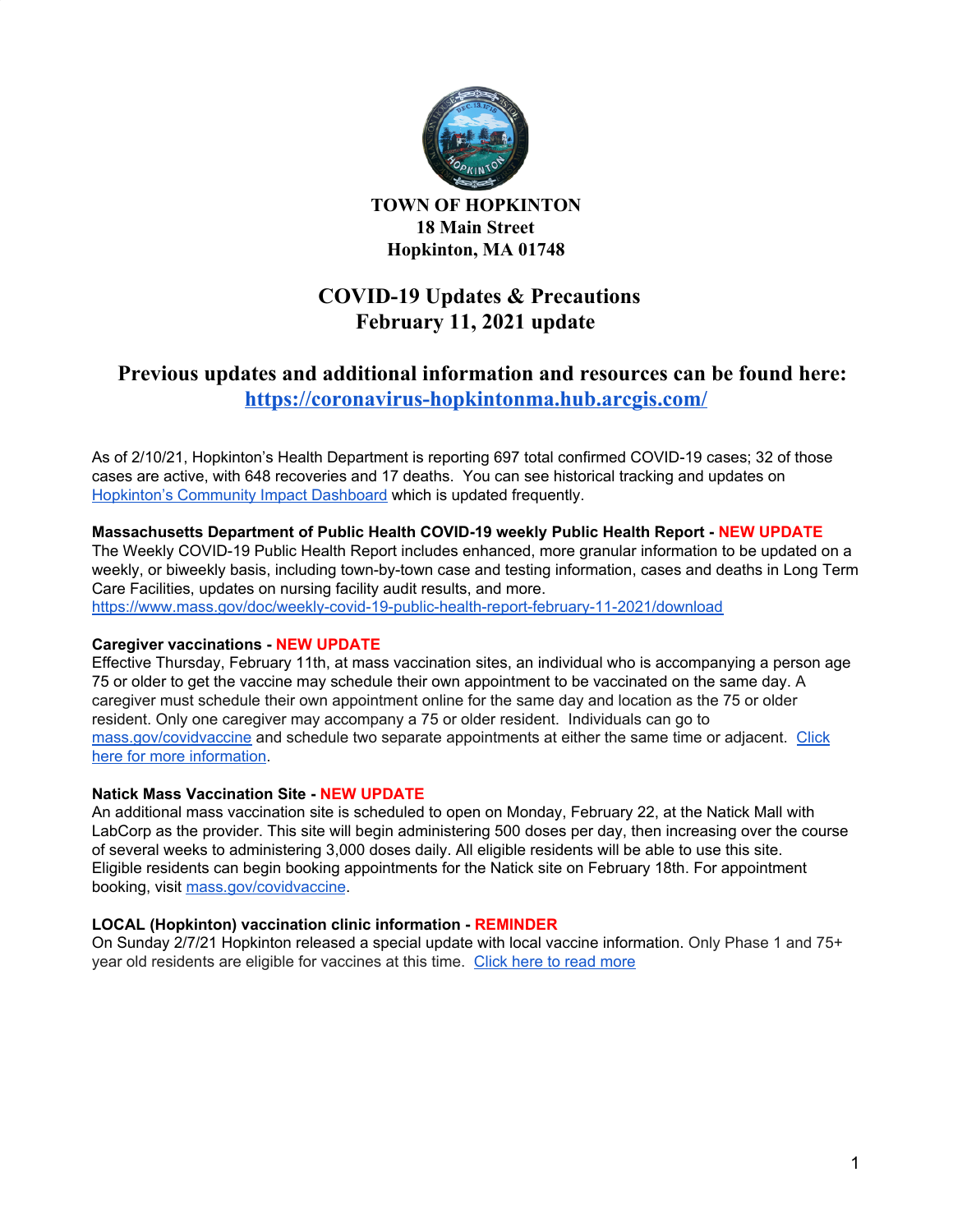**TOWN OF HOPKINTON**
**18 Main Street**
**Hopkinton, MA 01748**

# COVID-19 Updates & Precautions
# February 11, 2021 update

## Previous updates and additional information and resources can be found here: [https://coronavirus-hopkintonma.hub.arcgis.com/](https://coronavirus-hopkintonma.hub.arcgis.com/)

As of 2/10/21, Hopkinton's Health Department is reporting 697 total confirmed COVID-19 cases; 32 of those cases are active, with 648 recoveries and 17 deaths. You can see historical tracking and updates on [Hopkinton's Community Impact Dashboard](#) which is updated frequently.

**Massachusetts Department of Public Health COVID-19 weekly Public Health Report - NEW UPDATE**
The Weekly COVID-19 Public Health Report includes enhanced, more granular information to be updated on a weekly, or biweekly basis, including town-by-town case and testing information, cases and deaths in Long Term Care Facilities, updates on nursing facility audit results, and more.
[https://www.mass.gov/doc/weekly-covid-19-public-health-report-february-11-2021/download](https://www.mass.gov/doc/weekly-covid-19-public-health-report-february-11-2021/download)

**Caregiver vaccinations - NEW UPDATE**
Effective Thursday, February 11th, at mass vaccination sites, an individual who is accompanying a person age 75 or older to get the vaccine may schedule their own appointment to be vaccinated on the same day. A caregiver must schedule their own appointment online for the same day and location as the 75 or older resident. Only one caregiver may accompany a 75 or older resident. Individuals can go to [mass.gov/covidvaccine](#) and schedule two separate appointments at either the same time or adjacent. [Click here for more information](#).

**Natick Mass Vaccination Site - NEW UPDATE**
An additional mass vaccination site is scheduled to open on Monday, February 22, at the Natick Mall with LabCorp as the provider. This site will begin administering 500 doses per day, then increasing over the course of several weeks to administering 3,000 doses daily. All eligible residents will be able to use this site. Eligible residents can begin booking appointments for the Natick site on February 18th. For appointment booking, visit [mass.gov/covidvaccine](#).

**LOCAL (Hopkinton) vaccination clinic information - REMINDER**
On Sunday 2/7/21 Hopkinton released a special update with local vaccine information. Only Phase 1 and 75+ year old residents are eligible for vaccines at this time. [Click here to read more](#)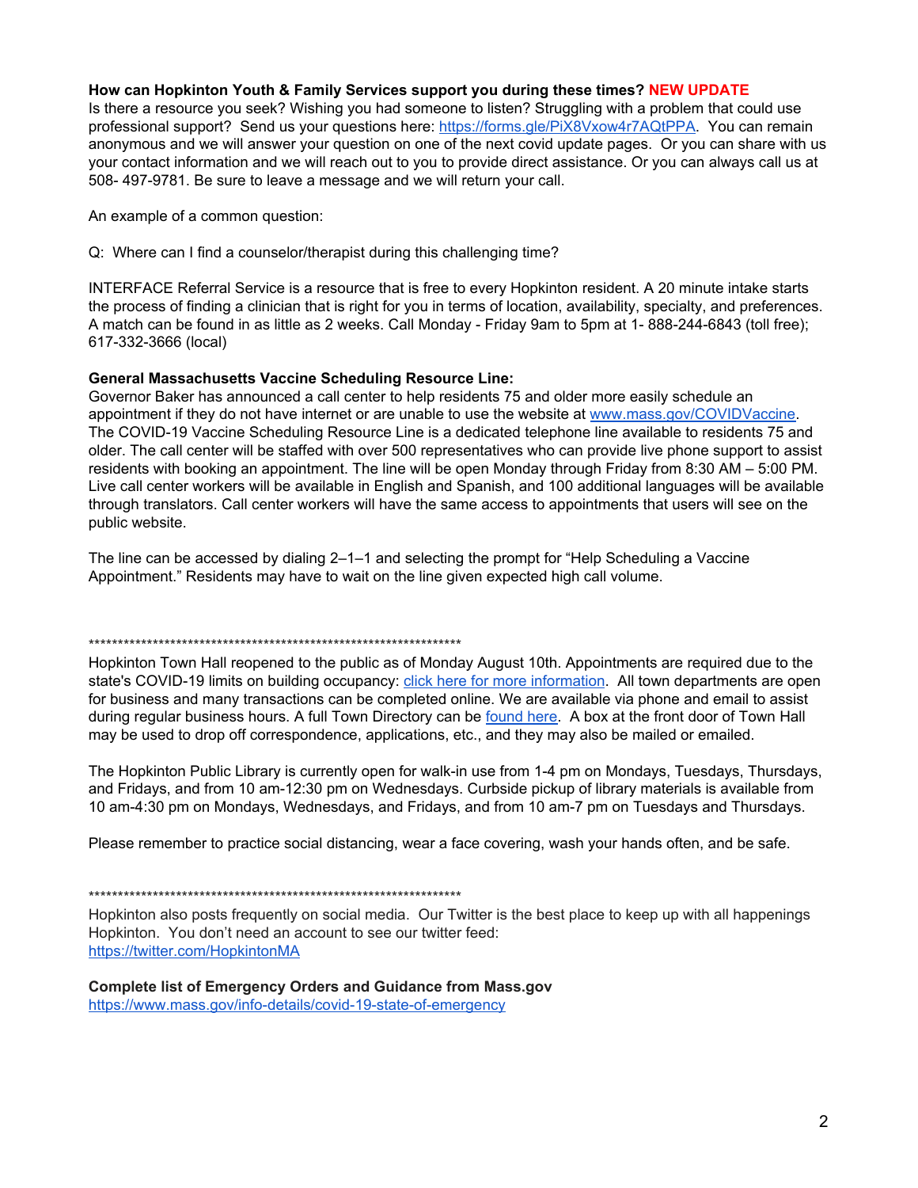**How can Hopkinton Youth & Family Services support you during these times? NEW UPDATE**

Is there a resource you seek? Wishing you had someone to listen? Struggling with a problem that could use professional support? Send us your questions here: https://forms.gle/PiX8Vxow4r7AQtPPA. You can remain anonymous and we will answer your question on one of the next covid update pages. Or you can share with us your contact information and we will reach out to you to provide direct assistance. Or you can always call us at 508- 497-9781. Be sure to leave a message and we will return your call.

An example of a common question:

Q: Where can I find a counselor/therapist during this challenging time?

INTERFACE Referral Service is a resource that is free to every Hopkinton resident. A 20 minute intake starts the process of finding a clinician that is right for you in terms of location, availability, specialty, and preferences. A match can be found in as little as 2 weeks. Call Monday - Friday 9am to 5pm at 1- 888-244-6843 (toll free); 617-332-3666 (local)

**General Massachusetts Vaccine Scheduling Resource Line:**

Governor Baker has announced a call center to help residents 75 and older more easily schedule an appointment if they do not have internet or are unable to use the website at www.mass.gov/COVIDVaccine. The COVID-19 Vaccine Scheduling Resource Line is a dedicated telephone line available to residents 75 and older. The call center will be staffed with over 500 representatives who can provide live phone support to assist residents with booking an appointment. The line will be open Monday through Friday from 8:30 AM – 5:00 PM. Live call center workers will be available in English and Spanish, and 100 additional languages will be available through translators. Call center workers will have the same access to appointments that users will see on the public website.

The line can be accessed by dialing 2–1–1 and selecting the prompt for "Help Scheduling a Vaccine Appointment." Residents may have to wait on the line given expected high call volume.

*******************************************************************

Hopkinton Town Hall reopened to the public as of Monday August 10th. Appointments are required due to the state's COVID-19 limits on building occupancy: click here for more information. All town departments are open for business and many transactions can be completed online. We are available via phone and email to assist during regular business hours. A full Town Directory can be found here. A box at the front door of Town Hall may be used to drop off correspondence, applications, etc., and they may also be mailed or emailed.

The Hopkinton Public Library is currently open for walk-in use from 1-4 pm on Mondays, Tuesdays, Thursdays, and Fridays, and from 10 am-12:30 pm on Wednesdays. Curbside pickup of library materials is available from 10 am-4:30 pm on Mondays, Wednesdays, and Fridays, and from 10 am-7 pm on Tuesdays and Thursdays.

Please remember to practice social distancing, wear a face covering, wash your hands often, and be safe.

*******************************************************************

Hopkinton also posts frequently on social media. Our Twitter is the best place to keep up with all happenings Hopkinton. You don't need an account to see our twitter feed:
https://twitter.com/HopkintonMA

**Complete list of Emergency Orders and Guidance from Mass.gov**
https://www.mass.gov/info-details/covid-19-state-of-emergency